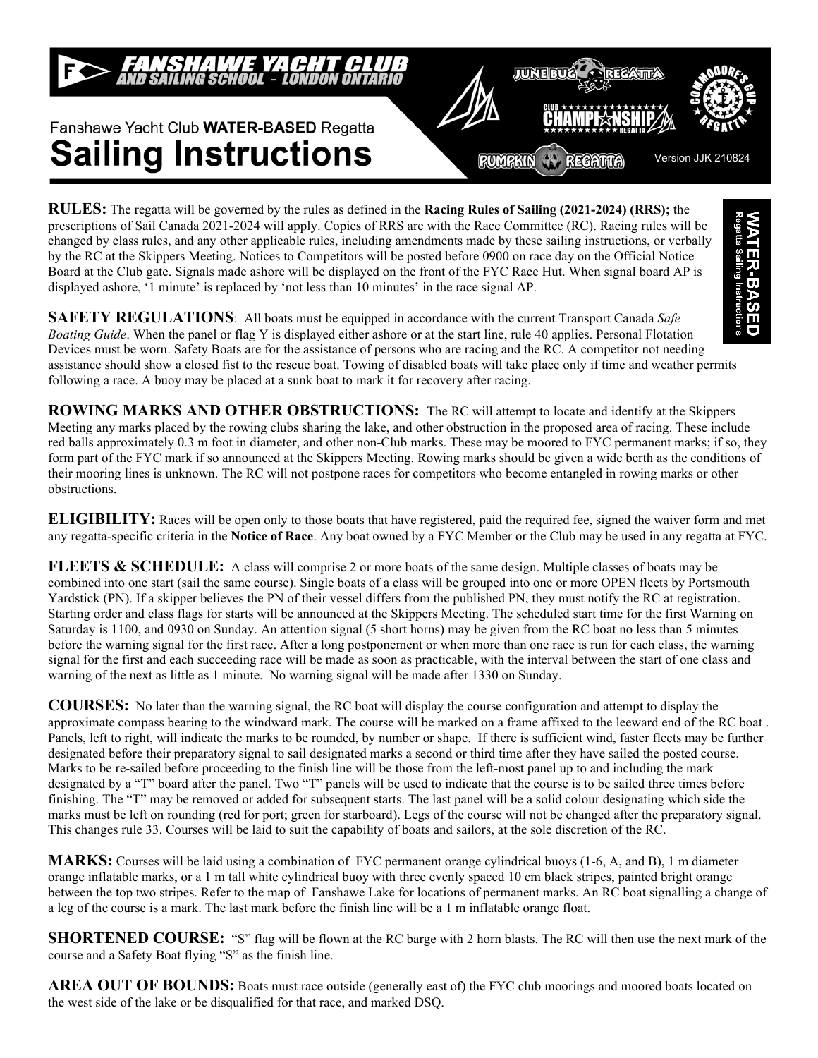# FANSHAWE YACHT CLUB AND SAILING SCHOOL - LONDON ONTARIO

Fanshawe Yacht Club **WATER-BASED** Regatta

# Sailing Instructions

Version JJK 210824

**RULES:** The regatta will be governed by the rules as defined in the **Racing Rules of Sailing (2021-2024) (RRS);** the prescriptions of Sail Canada 2021-2024 will apply. Copies of RRS are with the Race Committee (RC). Racing rules will be changed by class rules, and any other applicable rules, including amendments made by these sailing instructions, or verbally by the RC at the Skippers Meeting. Notices to Competitors will be posted before 0900 on race day on the Official Notice Board at the Club gate. Signals made ashore will be displayed on the front of the FYC Race Hut. When signal board AP is displayed ashore, '1 minute' is replaced by 'not less than 10 minutes' in the race signal AP.

**SAFETY REGULATIONS**: All boats must be equipped in accordance with the current Transport Canada *Safe Boating Guide*. When the panel or flag Y is displayed either ashore or at the start line, rule 40 applies. Personal Flotation Devices must be worn. Safety Boats are for the assistance of persons who are racing and the RC. A competitor not needing assistance should show a closed fist to the rescue boat. Towing of disabled boats will take place only if time and weather permits following a race. A buoy may be placed at a sunk boat to mark it for recovery after racing.

**ROWING MARKS AND OTHER OBSTRUCTIONS:** The RC will attempt to locate and identify at the Skippers Meeting any marks placed by the rowing clubs sharing the lake, and other obstruction in the proposed area of racing. These include red balls approximately 0.3 m foot in diameter, and other non-Club marks. These may be moored to FYC permanent marks; if so, they form part of the FYC mark if so announced at the Skippers Meeting. Rowing marks should be given a wide berth as the conditions of their mooring lines is unknown. The RC will not postpone races for competitors who become entangled in rowing marks or other obstructions.

**ELIGIBILITY:** Races will be open only to those boats that have registered, paid the required fee, signed the waiver form and met any regatta-specific criteria in the **Notice of Race**. Any boat owned by a FYC Member or the Club may be used in any regatta at FYC.

**FLEETS & SCHEDULE:** A class will comprise 2 or more boats of the same design. Multiple classes of boats may be combined into one start (sail the same course). Single boats of a class will be grouped into one or more OPEN fleets by Portsmouth Yardstick (PN). If a skipper believes the PN of their vessel differs from the published PN, they must notify the RC at registration. Starting order and class flags for starts will be announced at the Skippers Meeting. The scheduled start time for the first Warning on Saturday is 1100, and 0930 on Sunday. An attention signal (5 short horns) may be given from the RC boat no less than 5 minutes before the warning signal for the first race. After a long postponement or when more than one race is run for each class, the warning signal for the first and each succeeding race will be made as soon as practicable, with the interval between the start of one class and warning of the next as little as 1 minute. No warning signal will be made after 1330 on Sunday.

**COURSES:** No later than the warning signal, the RC boat will display the course configuration and attempt to display the approximate compass bearing to the windward mark. The course will be marked on a frame affixed to the leeward end of the RC boat . Panels, left to right, will indicate the marks to be rounded, by number or shape. If there is sufficient wind, faster fleets may be further designated before their preparatory signal to sail designated marks a second or third time after they have sailed the posted course. Marks to be re-sailed before proceeding to the finish line will be those from the left-most panel up to and including the mark designated by a "T" board after the panel. Two "T" panels will be used to indicate that the course is to be sailed three times before finishing. The "T" may be removed or added for subsequent starts. The last panel will be a solid colour designating which side the marks must be left on rounding (red for port; green for starboard). Legs of the course will not be changed after the preparatory signal. This changes rule 33. Courses will be laid to suit the capability of boats and sailors, at the sole discretion of the RC.

**MARKS:** Courses will be laid using a combination of FYC permanent orange cylindrical buoys (1-6, A, and B), 1 m diameter orange inflatable marks, or a 1 m tall white cylindrical buoy with three evenly spaced 10 cm black stripes, painted bright orange between the top two stripes. Refer to the map of Fanshawe Lake for locations of permanent marks. An RC boat signalling a change of a leg of the course is a mark. The last mark before the finish line will be a 1 m inflatable orange float.

**SHORTENED COURSE:** "S" flag will be flown at the RC barge with 2 horn blasts. The RC will then use the next mark of the course and a Safety Boat flying "S" as the finish line.

**AREA OUT OF BOUNDS:** Boats must race outside (generally east of) the FYC club moorings and moored boats located on the west side of the lake or be disqualified for that race, and marked DSQ.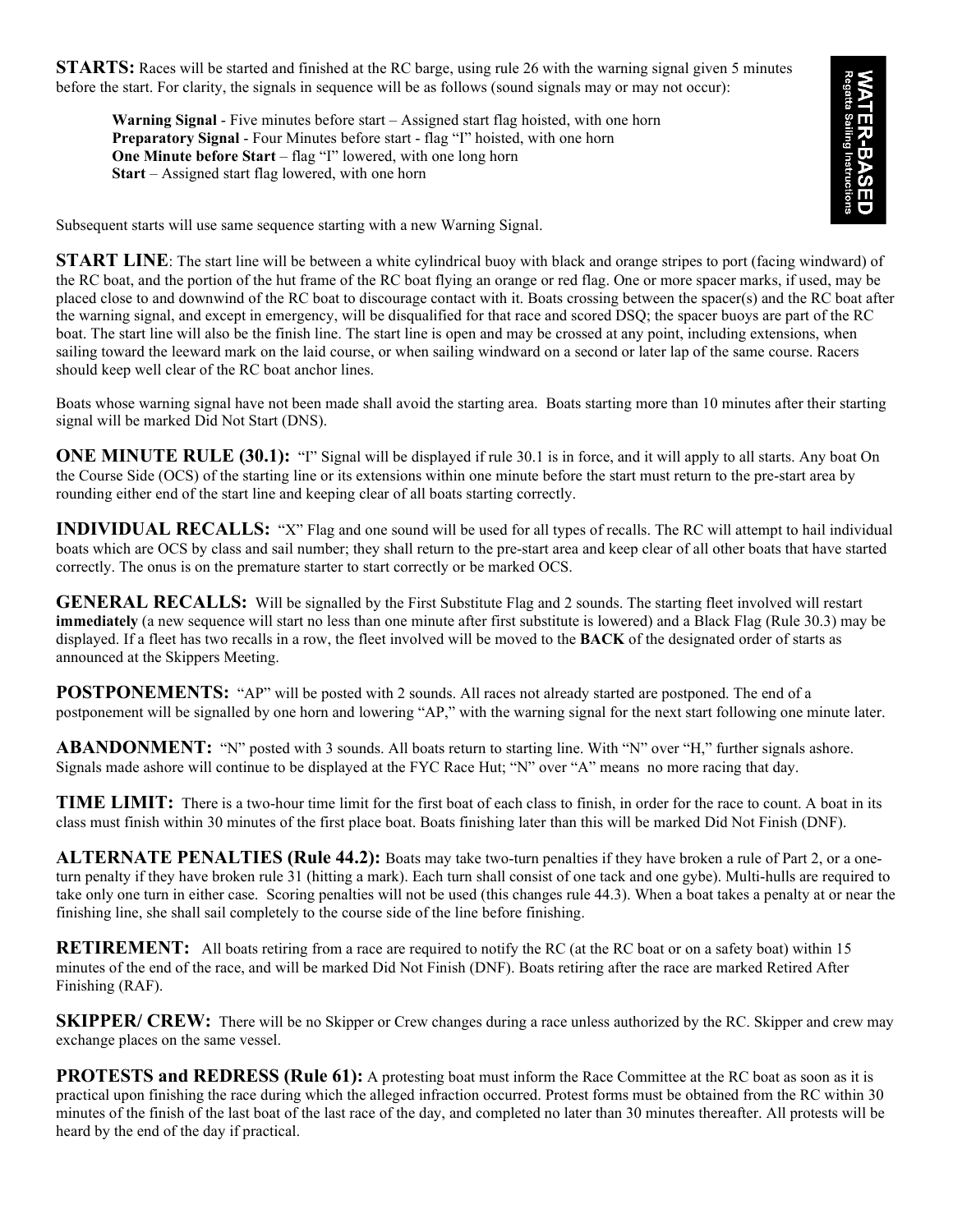**STARTS:** Races will be started and finished at the RC barge, using rule 26 with the warning signal given 5 minutes before the start. For clarity, the signals in sequence will be as follows (sound signals may or may not occur):

> **Warning Signal** - Five minutes before start – Assigned start flag hoisted, with one horn
> **Preparatory Signal** - Four Minutes before start - flag "I" hoisted, with one horn
> **One Minute before Start** – flag "I" lowered, with one long horn
> **Start** – Assigned start flag lowered, with one horn

Subsequent starts will use same sequence starting with a new Warning Signal.

**START LINE**: The start line will be between a white cylindrical buoy with black and orange stripes to port (facing windward) of the RC boat, and the portion of the hut frame of the RC boat flying an orange or red flag. One or more spacer marks, if used, may be placed close to and downwind of the RC boat to discourage contact with it. Boats crossing between the spacer(s) and the RC boat after the warning signal, and except in emergency, will be disqualified for that race and scored DSQ; the spacer buoys are part of the RC boat. The start line will also be the finish line. The start line is open and may be crossed at any point, including extensions, when sailing toward the leeward mark on the laid course, or when sailing windward on a second or later lap of the same course. Racers should keep well clear of the RC boat anchor lines.

Boats whose warning signal have not been made shall avoid the starting area. Boats starting more than 10 minutes after their starting signal will be marked Did Not Start (DNS).

**ONE MINUTE RULE (30.1):** "I" Signal will be displayed if rule 30.1 is in force, and it will apply to all starts. Any boat On the Course Side (OCS) of the starting line or its extensions within one minute before the start must return to the pre-start area by rounding either end of the start line and keeping clear of all boats starting correctly.

**INDIVIDUAL RECALLS:** "X" Flag and one sound will be used for all types of recalls. The RC will attempt to hail individual boats which are OCS by class and sail number; they shall return to the pre-start area and keep clear of all other boats that have started correctly. The onus is on the premature starter to start correctly or be marked OCS.

**GENERAL RECALLS:** Will be signalled by the First Substitute Flag and 2 sounds. The starting fleet involved will restart **immediately** (a new sequence will start no less than one minute after first substitute is lowered) and a Black Flag (Rule 30.3) may be displayed. If a fleet has two recalls in a row, the fleet involved will be moved to the **BACK** of the designated order of starts as announced at the Skippers Meeting.

**POSTPONEMENTS:** "AP" will be posted with 2 sounds. All races not already started are postponed. The end of a postponement will be signalled by one horn and lowering "AP," with the warning signal for the next start following one minute later.

**ABANDONMENT:** "N" posted with 3 sounds. All boats return to starting line. With "N" over "H," further signals ashore. Signals made ashore will continue to be displayed at the FYC Race Hut; "N" over "A" means no more racing that day.

**TIME LIMIT:** There is a two-hour time limit for the first boat of each class to finish, in order for the race to count. A boat in its class must finish within 30 minutes of the first place boat. Boats finishing later than this will be marked Did Not Finish (DNF).

**ALTERNATE PENALTIES (Rule 44.2):** Boats may take two-turn penalties if they have broken a rule of Part 2, or a one-turn penalty if they have broken rule 31 (hitting a mark). Each turn shall consist of one tack and one gybe). Multi-hulls are required to take only one turn in either case. Scoring penalties will not be used (this changes rule 44.3). When a boat takes a penalty at or near the finishing line, she shall sail completely to the course side of the line before finishing.

**RETIREMENT:** All boats retiring from a race are required to notify the RC (at the RC boat or on a safety boat) within 15 minutes of the end of the race, and will be marked Did Not Finish (DNF). Boats retiring after the race are marked Retired After Finishing (RAF).

**SKIPPER/ CREW:** There will be no Skipper or Crew changes during a race unless authorized by the RC. Skipper and crew may exchange places on the same vessel.

**PROTESTS and REDRESS (Rule 61):** A protesting boat must inform the Race Committee at the RC boat as soon as it is practical upon finishing the race during which the alleged infraction occurred. Protest forms must be obtained from the RC within 30 minutes of the finish of the last boat of the last race of the day, and completed no later than 30 minutes thereafter. All protests will be heard by the end of the day if practical.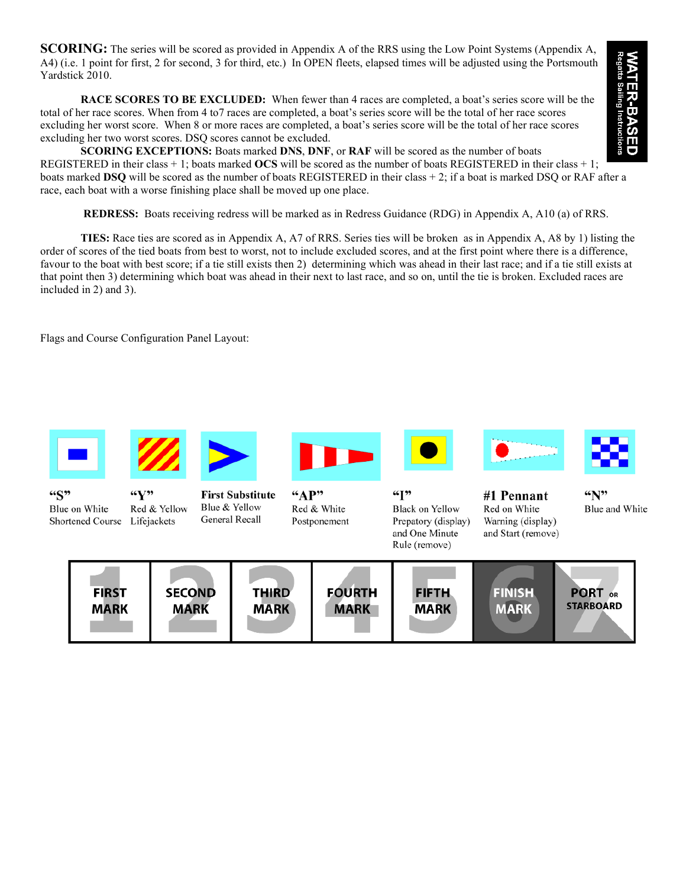**SCORING:** The series will be scored as provided in Appendix A of the RRS using the Low Point Systems (Appendix A, A4) (i.e. 1 point for first, 2 for second, 3 for third, etc.) In OPEN fleets, elapsed times will be adjusted using the Portsmouth Yardstick 2010.

**RACE SCORES TO BE EXCLUDED:** When fewer than 4 races are completed, a boat's series score will be the total of her race scores. When from 4 to7 races are completed, a boat's series score will be the total of her race scores excluding her worst score. When 8 or more races are completed, a boat's series score will be the total of her race scores excluding her two worst scores. DSQ scores cannot be excluded.

**SCORING EXCEPTIONS:** Boats marked **DNS**, **DNF**, or **RAF** will be scored as the number of boats REGISTERED in their class + 1; boats marked **OCS** will be scored as the number of boats REGISTERED in their class + 1; boats marked **DSQ** will be scored as the number of boats REGISTERED in their class + 2; if a boat is marked DSQ or RAF after a race, each boat with a worse finishing place shall be moved up one place.

**REDRESS:** Boats receiving redress will be marked as in Redress Guidance (RDG) in Appendix A, A10 (a) of RRS.

**TIES:** Race ties are scored as in Appendix A, A7 of RRS. Series ties will be broken as in Appendix A, A8 by 1) listing the order of scores of the tied boats from best to worst, not to include excluded scores, and at the first point where there is a difference, favour to the boat with best score; if a tie still exists then 2) determining which was ahead in their last race; and if a tie still exists at that point then 3) determining which boat was ahead in their next to last race, and so on, until the tie is broken. Excluded races are included in 2) and 3).

Flags and Course Configuration Panel Layout:

**"S"**
Blue on White
Shortened Course

**"Y"**
Red & Yellow
Lifejackets

**First Substitute**
Blue & Yellow
General Recall

**"AP"**
Red & White
Postponement

**"I"**
Black on Yellow
Prepatory (display) and One Minute Rule (remove)

**#1 Pennant**
Red on White
Warning (display) and Start (remove)

**"N"**
Blue and White

| | | | | | | |
|---|---|---|---|---|---|---|
| 1 FIRST MARK | 2 SECOND MARK | 3 THIRD MARK | 4 FOURTH MARK | 5 FIFTH MARK | 6 FINISH MARK | 7 PORT OR STARBOARD |